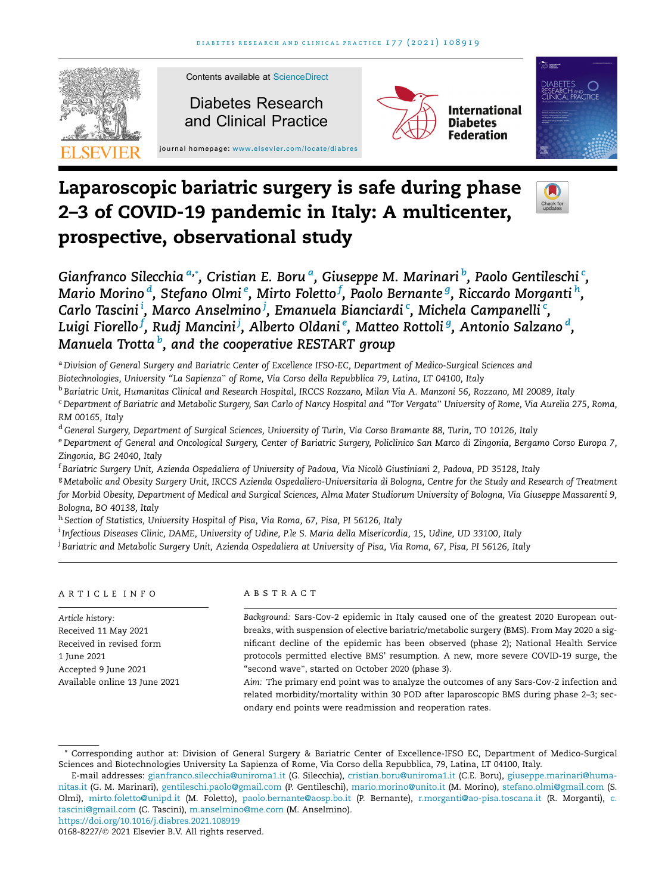Contents available at ScienceDirect

Diabetes Research and Clinical Practice

journal homepage: www.elsevier.com/locate/diabres

# Laparoscopic bariatric surgery is safe during phase 2–3 of COVID-19 pandemic in Italy: A multicenter, prospective, observational study

*Gianfranco Silecchia [a,*], Cristian E. Boru [a], Giuseppe M. Marinari [b], Paolo Gentileschi [c], Mario Morino [d], Stefano Olmi [e], Mirto Foletto [f], Paolo Bernante [g], Riccardo Morganti [h], Carlo Tascini [i], Marco Anselmino [j], Emanuela Bianciardi [c], Michela Campanelli [c], Luigi Fiorello [f], Rudj Mancini [j], Alberto Oldani [e], Matteo Rottoli [g], Antonio Salzano [d], Manuela Trotta [b], and the cooperative RESTART group*

[a] *Division of General Surgery and Bariatric Center of Excellence IFSO-EC, Department of Medico-Surgical Sciences and Biotechnologies, University "La Sapienza" of Rome, Via Corso della Repubblica 79, Latina, LT 04100, Italy*

[b] *Bariatric Unit, Humanitas Clinical and Research Hospital, IRCCS Rozzano, Milan Via A. Manzoni 56, Rozzano, MI 20089, Italy*

[c] *Department of Bariatric and Metabolic Surgery, San Carlo of Nancy Hospital and "Tor Vergata" University of Rome, Via Aurelia 275, Roma, RM 00165, Italy*

[d] *General Surgery, Department of Surgical Sciences, University of Turin, Via Corso Bramante 88, Turin, TO 10126, Italy*

[e] *Department of General and Oncological Surgery, Center of Bariatric Surgery, Policlinico San Marco di Zingonia, Bergamo Corso Europa 7, Zingonia, BG 24040, Italy*

[f] *Bariatric Surgery Unit, Azienda Ospedaliera of University of Padova, Via Nicolò Giustiniani 2, Padova, PD 35128, Italy*

[g] *Metabolic and Obesity Surgery Unit, IRCCS Azienda Ospedaliero-Universitaria di Bologna, Centre for the Study and Research of Treatment for Morbid Obesity, Department of Medical and Surgical Sciences, Alma Mater Studiorum University of Bologna, Via Giuseppe Massarenti 9, Bologna, BO 40138, Italy*

[h] *Section of Statistics, University Hospital of Pisa, Via Roma, 67, Pisa, PI 56126, Italy*

[i] *Infectious Diseases Clinic, DAME, University of Udine, P.le S. Maria della Misericordia, 15, Udine, UD 33100, Italy*

[j] *Bariatric and Metabolic Surgery Unit, Azienda Ospedaliera at University of Pisa, Via Roma, 67, Pisa, PI 56126, Italy*

## ARTICLE INFO

*Article history:*
Received 11 May 2021
Received in revised form 1 June 2021
Accepted 9 June 2021
Available online 13 June 2021

## ABSTRACT

*Background:* Sars-Cov-2 epidemic in Italy caused one of the greatest 2020 European outbreaks, with suspension of elective bariatric/metabolic surgery (BMS). From May 2020 a significant decline of the epidemic has been observed (phase 2); National Health Service protocols permitted elective BMS' resumption. A new, more severe COVID-19 surge, the "second wave", started on October 2020 (phase 3).

*Aim:* The primary end point was to analyze the outcomes of any Sars-Cov-2 infection and related morbidity/mortality within 30 POD after laparoscopic BMS during phase 2–3; secondary end points were readmission and reoperation rates.

\* Corresponding author at: Division of General Surgery & Bariatric Center of Excellence-IFSO EC, Department of Medico-Surgical Sciences and Biotechnologies University La Sapienza of Rome, Via Corso della Repubblica, 79, Latina, LT 04100, Italy.

E-mail addresses: gianfranco.silecchia@uniroma1.it (G. Silecchia), cristian.boru@uniroma1.it (C.E. Boru), giuseppe.marinari@humanitas.it (G. M. Marinari), gentileschi.paolo@gmail.com (P. Gentileschi), mario.morino@unito.it (M. Morino), stefano.olmi@gmail.com (S. Olmi), mirto.foletto@unipd.it (M. Foletto), paolo.bernante@aosp.bo.it (P. Bernante), r.morganti@ao-pisa.toscana.it (R. Morganti), c.tascini@gmail.com (C. Tascini), m.anselmino@me.com (M. Anselmino).

https://doi.org/10.1016/j.diabres.2021.108919

0168-8227/© 2021 Elsevier B.V. All rights reserved.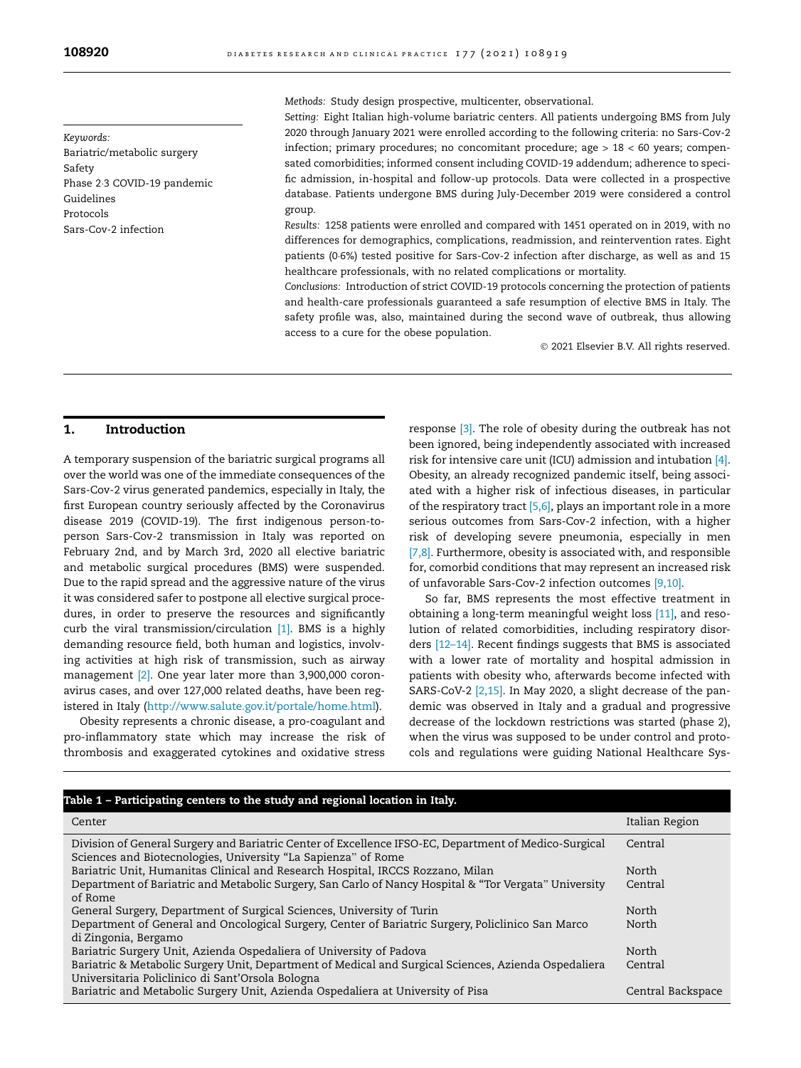Keywords:
Bariatric/metabolic surgery
Safety
Phase 2-3 COVID-19 pandemic
Guidelines
Protocols
Sars-Cov-2 infection

*Methods:* Study design prospective, multicenter, observational.

*Setting:* Eight Italian high-volume bariatric centers. All patients undergoing BMS from July 2020 through January 2021 were enrolled according to the following criteria: no Sars-Cov-2 infection; primary procedures; no concomitant procedure; age > 18 < 60 years; compensated comorbidities; informed consent including COVID-19 addendum; adherence to specific admission, in-hospital and follow-up protocols. Data were collected in a prospective database. Patients undergone BMS during July-December 2019 were considered a control group.

*Results:* 1258 patients were enrolled and compared with 1451 operated on in 2019, with no differences for demographics, complications, readmission, and reintervention rates. Eight patients (0·6%) tested positive for Sars-Cov-2 infection after discharge, as well as and 15 healthcare professionals, with no related complications or mortality.

*Conclusions:* Introduction of strict COVID-19 protocols concerning the protection of patients and health-care professionals guaranteed a safe resumption of elective BMS in Italy. The safety profile was, also, maintained during the second wave of outbreak, thus allowing access to a cure for the obese population.

© 2021 Elsevier B.V. All rights reserved.

## 1. Introduction

A temporary suspension of the bariatric surgical programs all over the world was one of the immediate consequences of the Sars-Cov-2 virus generated pandemics, especially in Italy, the first European country seriously affected by the Coronavirus disease 2019 (COVID-19). The first indigenous person-to-person Sars-Cov-2 transmission in Italy was reported on February 2nd, and by March 3rd, 2020 all elective bariatric and metabolic surgical procedures (BMS) were suspended. Due to the rapid spread and the aggressive nature of the virus it was considered safer to postpone all elective surgical procedures, in order to preserve the resources and significantly curb the viral transmission/circulation [1]. BMS is a highly demanding resource field, both human and logistics, involving activities at high risk of transmission, such as airway management [2]. One year later more than 3,900,000 coronavirus cases, and over 127,000 related deaths, have been registered in Italy (http://www.salute.gov.it/portale/home.html).

Obesity represents a chronic disease, a pro-coagulant and pro-inflammatory state which may increase the risk of thrombosis and exaggerated cytokines and oxidative stress response [3]. The role of obesity during the outbreak has not been ignored, being independently associated with increased risk for intensive care unit (ICU) admission and intubation [4]. Obesity, an already recognized pandemic itself, being associated with a higher risk of infectious diseases, in particular of the respiratory tract [5,6], plays an important role in a more serious outcomes from Sars-Cov-2 infection, with a higher risk of developing severe pneumonia, especially in men [7,8]. Furthermore, obesity is associated with, and responsible for, comorbid conditions that may represent an increased risk of unfavorable Sars-Cov-2 infection outcomes [9,10].

So far, BMS represents the most effective treatment in obtaining a long-term meaningful weight loss [11], and resolution of related comorbidities, including respiratory disorders [12–14]. Recent findings suggests that BMS is associated with a lower rate of mortality and hospital admission in patients with obesity who, afterwards become infected with SARS-CoV-2 [2,15]. In May 2020, a slight decrease of the pandemic was observed in Italy and a gradual and progressive decrease of the lockdown restrictions was started (phase 2), when the virus was supposed to be under control and protocols and regulations were guiding National Healthcare Sys-

**Table 1 – Participating centers to the study and regional location in Italy.**

| Center | Italian Region |
|---|---|
| Division of General Surgery and Bariatric Center of Excellence IFSO-EC, Department of Medico-Surgical Sciences and Biotecnologies, University "La Sapienza" of Rome | Central |
| Bariatric Unit, Humanitas Clinical and Research Hospital, IRCCS Rozzano, Milan | North |
| Department of Bariatric and Metabolic Surgery, San Carlo of Nancy Hospital & "Tor Vergata" University of Rome | Central |
| General Surgery, Department of Surgical Sciences, University of Turin | North |
| Department of General and Oncological Surgery, Center of Bariatric Surgery, Policlinico San Marco di Zingonia, Bergamo | North |
| Bariatric Surgery Unit, Azienda Ospedaliera of University of Padova | North |
| Bariatric & Metabolic Surgery Unit, Department of Medical and Surgical Sciences, Azienda Ospedaliera Universitaria Policlinico di Sant'Orsola Bologna | Central |
| Bariatric and Metabolic Surgery Unit, Azienda Ospedaliera at University of Pisa | Central Backspace |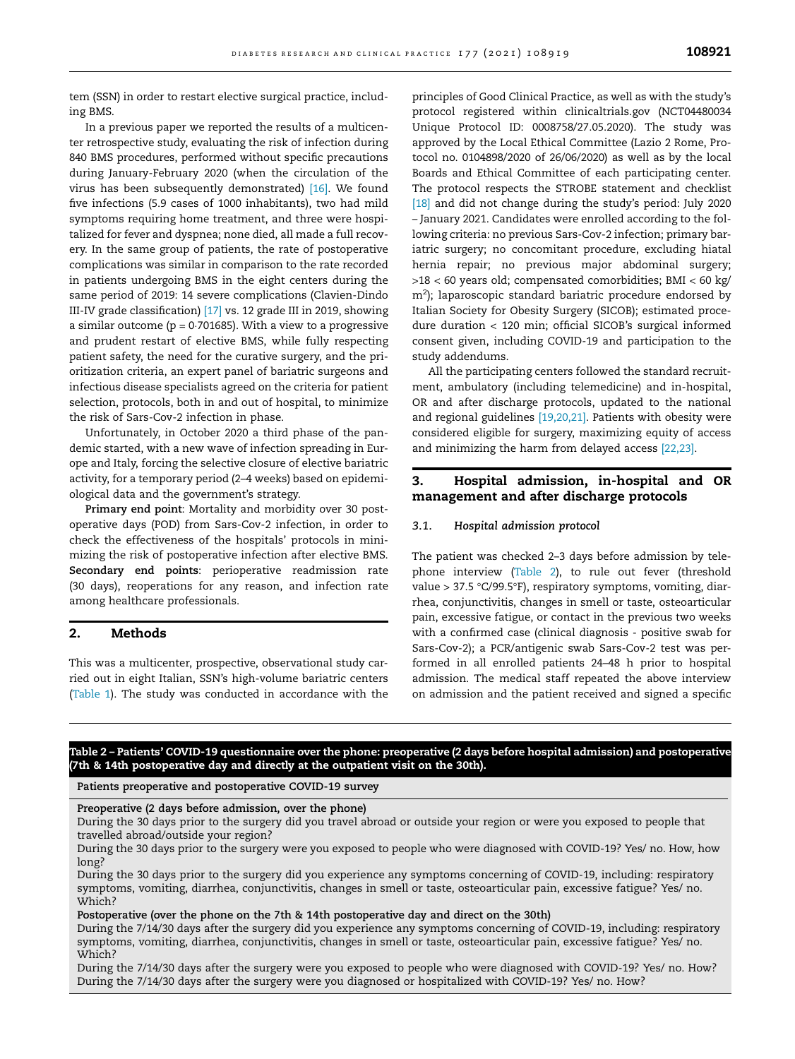tem (SSN) in order to restart elective surgical practice, including BMS.

In a previous paper we reported the results of a multicenter retrospective study, evaluating the risk of infection during 840 BMS procedures, performed without specific precautions during January-February 2020 (when the circulation of the virus has been subsequently demonstrated) [16]. We found five infections (5.9 cases of 1000 inhabitants), two had mild symptoms requiring home treatment, and three were hospitalized for fever and dyspnea; none died, all made a full recovery. In the same group of patients, the rate of postoperative complications was similar in comparison to the rate recorded in patients undergoing BMS in the eight centers during the same period of 2019: 14 severe complications (Clavien-Dindo III-IV grade classification) [17] vs. 12 grade III in 2019, showing a similar outcome ($p = 0{\cdot}701685$). With a view to a progressive and prudent restart of elective BMS, while fully respecting patient safety, the need for the curative surgery, and the prioritization criteria, an expert panel of bariatric surgeons and infectious disease specialists agreed on the criteria for patient selection, protocols, both in and out of hospital, to minimize the risk of Sars-Cov-2 infection in phase.

Unfortunately, in October 2020 a third phase of the pandemic started, with a new wave of infection spreading in Europe and Italy, forcing the selective closure of elective bariatric activity, for a temporary period (2–4 weeks) based on epidemiological data and the government's strategy.

**Primary end point**: Mortality and morbidity over 30 postoperative days (POD) from Sars-Cov-2 infection, in order to check the effectiveness of the hospitals' protocols in minimizing the risk of postoperative infection after elective BMS. **Secondary end points**: perioperative readmission rate (30 days), reoperations for any reason, and infection rate among healthcare professionals.

## 2. Methods

This was a multicenter, prospective, observational study carried out in eight Italian, SSN's high-volume bariatric centers (Table 1). The study was conducted in accordance with the principles of Good Clinical Practice, as well as with the study's protocol registered within clinicaltrials.gov (NCT04480034 Unique Protocol ID: 0008758/27.05.2020). The study was approved by the Local Ethical Committee (Lazio 2 Rome, Protocol no. 0104898/2020 of 26/06/2020) as well as by the local Boards and Ethical Committee of each participating center. The protocol respects the STROBE statement and checklist [18] and did not change during the study's period: July 2020 – January 2021. Candidates were enrolled according to the following criteria: no previous Sars-Cov-2 infection; primary bariatric surgery; no concomitant procedure, excluding hiatal hernia repair; no previous major abdominal surgery; >18 < 60 years old; compensated comorbidities; BMI < 60 kg/m$^2$); laparoscopic standard bariatric procedure endorsed by Italian Society for Obesity Surgery (SICOB); estimated procedure duration < 120 min; official SICOB's surgical informed consent given, including COVID-19 and participation to the study addendums.

All the participating centers followed the standard recruitment, ambulatory (including telemedicine) and in-hospital, OR and after discharge protocols, updated to the national and regional guidelines [19,20,21]. Patients with obesity were considered eligible for surgery, maximizing equity of access and minimizing the harm from delayed access [22,23].

## 3. Hospital admission, in-hospital and OR management and after discharge protocols

### 3.1. Hospital admission protocol

The patient was checked 2–3 days before admission by telephone interview (Table 2), to rule out fever (threshold value > 37.5 °C/99.5°F), respiratory symptoms, vomiting, diarrhea, conjunctivitis, changes in smell or taste, osteoarticular pain, excessive fatigue, or contact in the previous two weeks with a confirmed case (clinical diagnosis - positive swab for Sars-Cov-2); a PCR/antigenic swab Sars-Cov-2 test was performed in all enrolled patients 24–48 h prior to hospital admission. The medical staff repeated the above interview on admission and the patient received and signed a specific

**Table 2 – Patients' COVID-19 questionnaire over the phone: preoperative (2 days before hospital admission) and postoperative (7th & 14th postoperative day and directly at the outpatient visit on the 30th).**

| Patients preoperative and postoperative COVID-19 survey |
|---|
| **Preoperative (2 days before admission, over the phone)** |
| During the 30 days prior to the surgery did you travel abroad or outside your region or were you exposed to people that travelled abroad/outside your region? |
| During the 30 days prior to the surgery were you exposed to people who were diagnosed with COVID-19? Yes/ no. How, how long? |
| During the 30 days prior to the surgery did you experience any symptoms concerning of COVID-19, including: respiratory symptoms, vomiting, diarrhea, conjunctivitis, changes in smell or taste, osteoarticular pain, excessive fatigue? Yes/ no. Which? |
| **Postoperative (over the phone on the 7th & 14th postoperative day and direct on the 30th)** |
| During the 7/14/30 days after the surgery did you experience any symptoms concerning of COVID-19, including: respiratory symptoms, vomiting, diarrhea, conjunctivitis, changes in smell or taste, osteoarticular pain, excessive fatigue? Yes/ no. Which? |
| During the 7/14/30 days after the surgery were you exposed to people who were diagnosed with COVID-19? Yes/ no. How? |
| During the 7/14/30 days after the surgery were you diagnosed or hospitalized with COVID-19? Yes/ no. How? |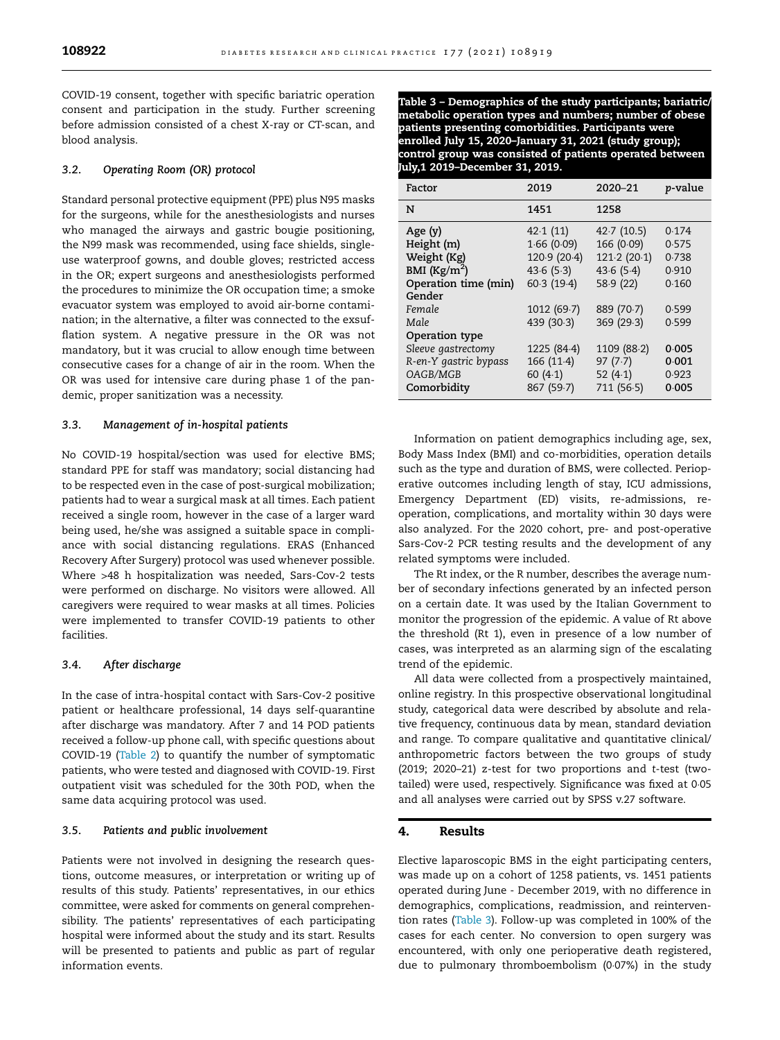COVID-19 consent, together with specific bariatric operation consent and participation in the study. Further screening before admission consisted of a chest X-ray or CT-scan, and blood analysis.

### 3.2. Operating Room (OR) protocol

Standard personal protective equipment (PPE) plus N95 masks for the surgeons, while for the anesthesiologists and nurses who managed the airways and gastric bougie positioning, the N99 mask was recommended, using face shields, single-use waterproof gowns, and double gloves; restricted access in the OR; expert surgeons and anesthesiologists performed the procedures to minimize the OR occupation time; a smoke evacuator system was employed to avoid air-borne contamination; in the alternative, a filter was connected to the exsufflation system. A negative pressure in the OR was not mandatory, but it was crucial to allow enough time between consecutive cases for a change of air in the room. When the OR was used for intensive care during phase 1 of the pandemic, proper sanitization was a necessity.

### 3.3. Management of in-hospital patients

No COVID-19 hospital/section was used for elective BMS; standard PPE for staff was mandatory; social distancing had to be respected even in the case of post-surgical mobilization; patients had to wear a surgical mask at all times. Each patient received a single room, however in the case of a larger ward being used, he/she was assigned a suitable space in compliance with social distancing regulations. ERAS (Enhanced Recovery After Surgery) protocol was used whenever possible. Where >48 h hospitalization was needed, Sars-Cov-2 tests were performed on discharge. No visitors were allowed. All caregivers were required to wear masks at all times. Policies were implemented to transfer COVID-19 patients to other facilities.

### 3.4. After discharge

In the case of intra-hospital contact with Sars-Cov-2 positive patient or healthcare professional, 14 days self-quarantine after discharge was mandatory. After 7 and 14 POD patients received a follow-up phone call, with specific questions about COVID-19 (Table 2) to quantify the number of symptomatic patients, who were tested and diagnosed with COVID-19. First outpatient visit was scheduled for the 30th POD, when the same data acquiring protocol was used.

### 3.5. Patients and public involvement

Patients were not involved in designing the research questions, outcome measures, or interpretation or writing up of results of this study. Patients' representatives, in our ethics committee, were asked for comments on general comprehensibility. The patients' representatives of each participating hospital were informed about the study and its start. Results will be presented to patients and public as part of regular information events.

**Table 3 – Demographics of the study participants; bariatric/metabolic operation types and numbers; number of obese patients presenting comorbidities. Participants were enrolled July 15, 2020–January 31, 2021 (study group); control group was consisted of patients operated between July,1 2019–December 31, 2019.**

| Factor | 2019 | 2020–21 | p-value |
|---|---|---|---|
| **N** | **1451** | **1258** | |
| **Age (y)** | 42·1 (11) | 42·7 (10.5) | 0·174 |
| **Height (m)** | 1·66 (0·09) | 166 (0·09) | 0·575 |
| **Weight (Kg)** | 120·9 (20·4) | 121·2 (20·1) | 0·738 |
| **BMI (Kg/m$^2$)** | 43·6 (5·3) | 43·6 (5·4) | 0·910 |
| **Operation time (min)** | 60·3 (19·4) | 58·9 (22) | 0·160 |
| **Gender** | | | |
| *Female* | 1012 (69·7) | 889 (70·7) | 0·599 |
| *Male* | 439 (30·3) | 369 (29·3) | 0·599 |
| **Operation type** | | | |
| *Sleeve gastrectomy* | 1225 (84·4) | 1109 (88·2) | **0·005** |
| *R-en-Y gastric bypass* | 166 (11·4) | 97 (7·7) | **0·001** |
| *OAGB/MGB* | 60 (4·1) | 52 (4·1) | 0·923 |
| **Comorbidity** | 867 (59·7) | 711 (56·5) | **0·005** |

Information on patient demographics including age, sex, Body Mass Index (BMI) and co-morbidities, operation details such as the type and duration of BMS, were collected. Perioperative outcomes including length of stay, ICU admissions, Emergency Department (ED) visits, re-admissions, re-operation, complications, and mortality within 30 days were also analyzed. For the 2020 cohort, pre- and post-operative Sars-Cov-2 PCR testing results and the development of any related symptoms were included.

The Rt index, or the R number, describes the average number of secondary infections generated by an infected person on a certain date. It was used by the Italian Government to monitor the progression of the epidemic. A value of Rt above the threshold (Rt 1), even in presence of a low number of cases, was interpreted as an alarming sign of the escalating trend of the epidemic.

All data were collected from a prospectively maintained, online registry. In this prospective observational longitudinal study, categorical data were described by absolute and relative frequency, continuous data by mean, standard deviation and range. To compare qualitative and quantitative clinical/anthropometric factors between the two groups of study (2019; 2020–21) z-test for two proportions and t-test (two-tailed) were used, respectively. Significance was fixed at 0·05 and all analyses were carried out by SPSS v.27 software.

## 4. Results

Elective laparoscopic BMS in the eight participating centers, was made up on a cohort of 1258 patients, vs. 1451 patients operated during June - December 2019, with no difference in demographics, complications, readmission, and reintervention rates (Table 3). Follow-up was completed in 100% of the cases for each center. No conversion to open surgery was encountered, with only one perioperative death registered, due to pulmonary thromboembolism (0·07%) in the study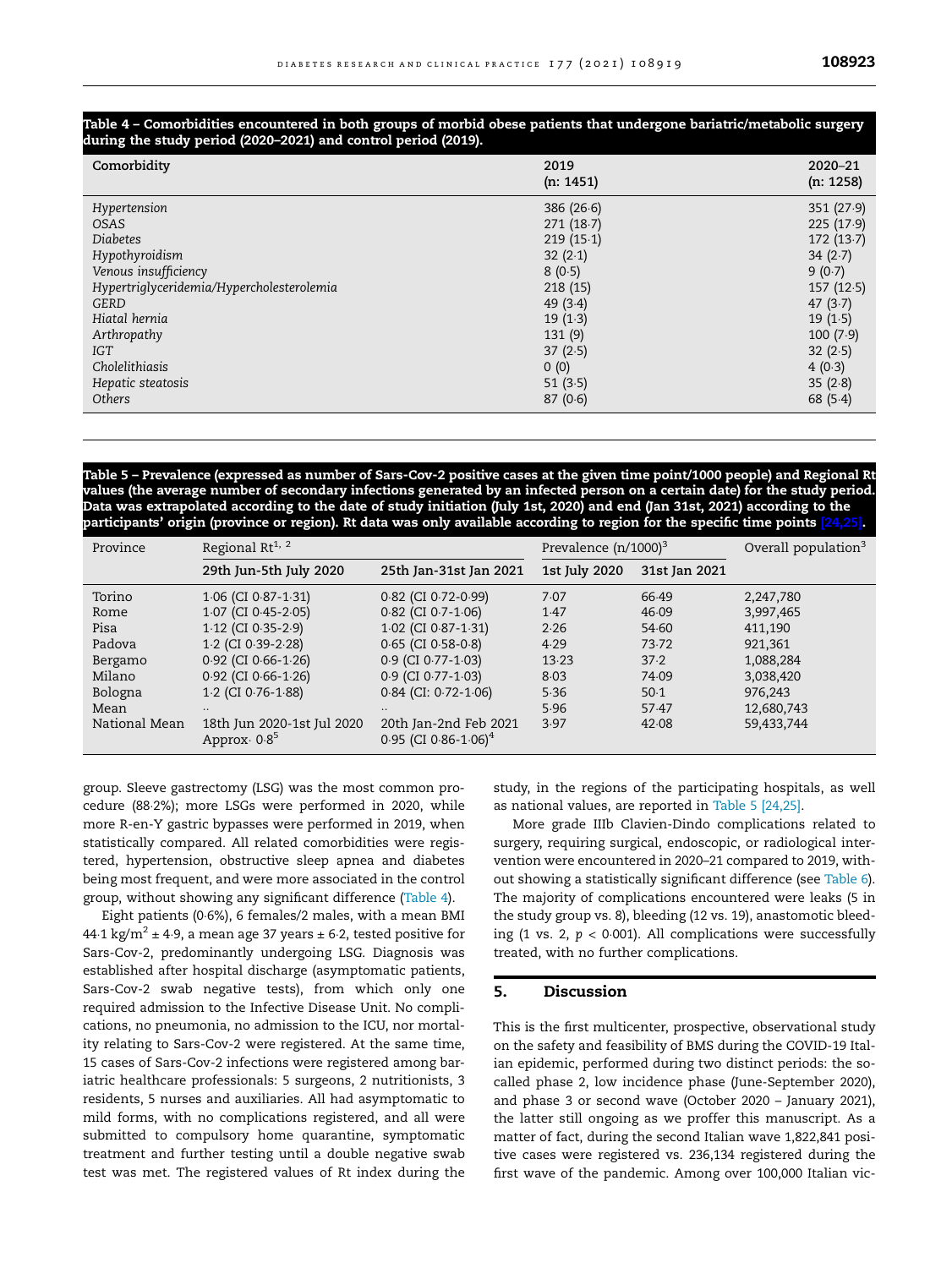**Table 4 – Comorbidities encountered in both groups of morbid obese patients that undergone bariatric/metabolic surgery during the study period (2020–2021) and control period (2019).**

| Comorbidity | 2019 (n: 1451) | 2020–21 (n: 1258) |
|---|---|---|
| *Hypertension* | 386 (26·6) | 351 (27·9) |
| *OSAS* | 271 (18·7) | 225 (17·9) |
| *Diabetes* | 219 (15·1) | 172 (13·7) |
| *Hypothyroidism* | 32 (2·1) | 34 (2·7) |
| *Venous insufficiency* | 8 (0·5) | 9 (0·7) |
| *Hypertriglyceridemia/Hypercholesterolemia* | 218 (15) | 157 (12·5) |
| *GERD* | 49 (3·4) | 47 (3·7) |
| *Hiatal hernia* | 19 (1·3) | 19 (1·5) |
| *Arthropathy* | 131 (9) | 100 (7·9) |
| *IGT* | 37 (2·5) | 32 (2·5) |
| *Cholelithiasis* | 0 (0) | 4 (0·3) |
| *Hepatic steatosis* | 51 (3·5) | 35 (2·8) |
| *Others* | 87 (0·6) | 68 (5·4) |

**Table 5 – Prevalence (expressed as number of Sars-Cov-2 positive cases at the given time point/1000 people) and Regional Rt values (the average number of secondary infections generated by an infected person on a certain date) for the study period. Data was extrapolated according to the date of study initiation (July 1st, 2020) and end (Jan 31st, 2021) according to the participants' origin (province or region). Rt data was only available according to region for the specific time points [24,25].**

| Province | Regional Rt[1, 2] | | Prevalence (n/1000)[3] | | Overall population[3] |
|---|---|---|---|---|---|
| | 29th Jun-5th July 2020 | 25th Jan-31st Jan 2021 | 1st July 2020 | 31st Jan 2021 | |
| Torino | 1·06 (CI 0·87-1·31) | 0·82 (CI 0·72-0·99) | 7·07 | 66·49 | 2,247,780 |
| Rome | 1·07 (CI 0·45-2·05) | 0·82 (CI 0·7-1·06) | 1·47 | 46·09 | 3,997,465 |
| Pisa | 1·12 (CI 0·35-2·9) | 1·02 (CI 0·87-1·31) | 2·26 | 54·60 | 411,190 |
| Padova | 1·2 (CI 0·39-2·28) | 0·65 (CI 0·58-0·8) | 4·29 | 73·72 | 921,361 |
| Bergamo | 0·92 (CI 0·66-1·26) | 0·9 (CI 0·77-1·03) | 13·23 | 37·2 | 1,088,284 |
| Milano | 0·92 (CI 0·66-1·26) | 0·9 (CI 0·77-1·03) | 8·03 | 74·09 | 3,038,420 |
| Bologna | 1·2 (CI 0·76-1·88) | 0·84 (CI: 0·72-1·06) | 5·36 | 50·1 | 976,243 |
| Mean | .. | .. | 5·96 | 57·47 | 12,680,743 |
| National Mean | 18th Jun 2020-1st Jul 2020 Approx. 0·8[5] | 20th Jan-2nd Feb 2021 0·95 (CI 0·86-1·06)[4] | 3·97 | 42·08 | 59,433,744 |

group. Sleeve gastrectomy (LSG) was the most common procedure (88·2%); more LSGs were performed in 2020, while more R-en-Y gastric bypasses were performed in 2019, when statistically compared. All related comorbidities were registered, hypertension, obstructive sleep apnea and diabetes being most frequent, and were more associated in the control group, without showing any significant difference (Table 4).

Eight patients (0·6%), 6 females/2 males, with a mean BMI 44·1 kg/m$^2$ ± 4·9, a mean age 37 years ± 6·2, tested positive for Sars-Cov-2, predominantly undergoing LSG. Diagnosis was established after hospital discharge (asymptomatic patients, Sars-Cov-2 swab negative tests), from which only one required admission to the Infective Disease Unit. No complications, no pneumonia, no admission to the ICU, nor mortality relating to Sars-Cov-2 were registered. At the same time, 15 cases of Sars-Cov-2 infections were registered among bariatric healthcare professionals: 5 surgeons, 2 nutritionists, 3 residents, 5 nurses and auxiliaries. All had asymptomatic to mild forms, with no complications registered, and all were submitted to compulsory home quarantine, symptomatic treatment and further testing until a double negative swab test was met. The registered values of Rt index during the study, in the regions of the participating hospitals, as well as national values, are reported in Table 5 [24,25].

More grade IIIb Clavien-Dindo complications related to surgery, requiring surgical, endoscopic, or radiological intervention were encountered in 2020–21 compared to 2019, without showing a statistically significant difference (see Table 6). The majority of complications encountered were leaks (5 in the study group vs. 8), bleeding (12 vs. 19), anastomotic bleeding (1 vs. 2, $p < 0·001$). All complications were successfully treated, with no further complications.

## 5. Discussion

This is the first multicenter, prospective, observational study on the safety and feasibility of BMS during the COVID-19 Italian epidemic, performed during two distinct periods: the so-called phase 2, low incidence phase (June-September 2020), and phase 3 or second wave (October 2020 – January 2021), the latter still ongoing as we proffer this manuscript. As a matter of fact, during the second Italian wave 1,822,841 positive cases were registered vs. 236,134 registered during the first wave of the pandemic. Among over 100,000 Italian vic-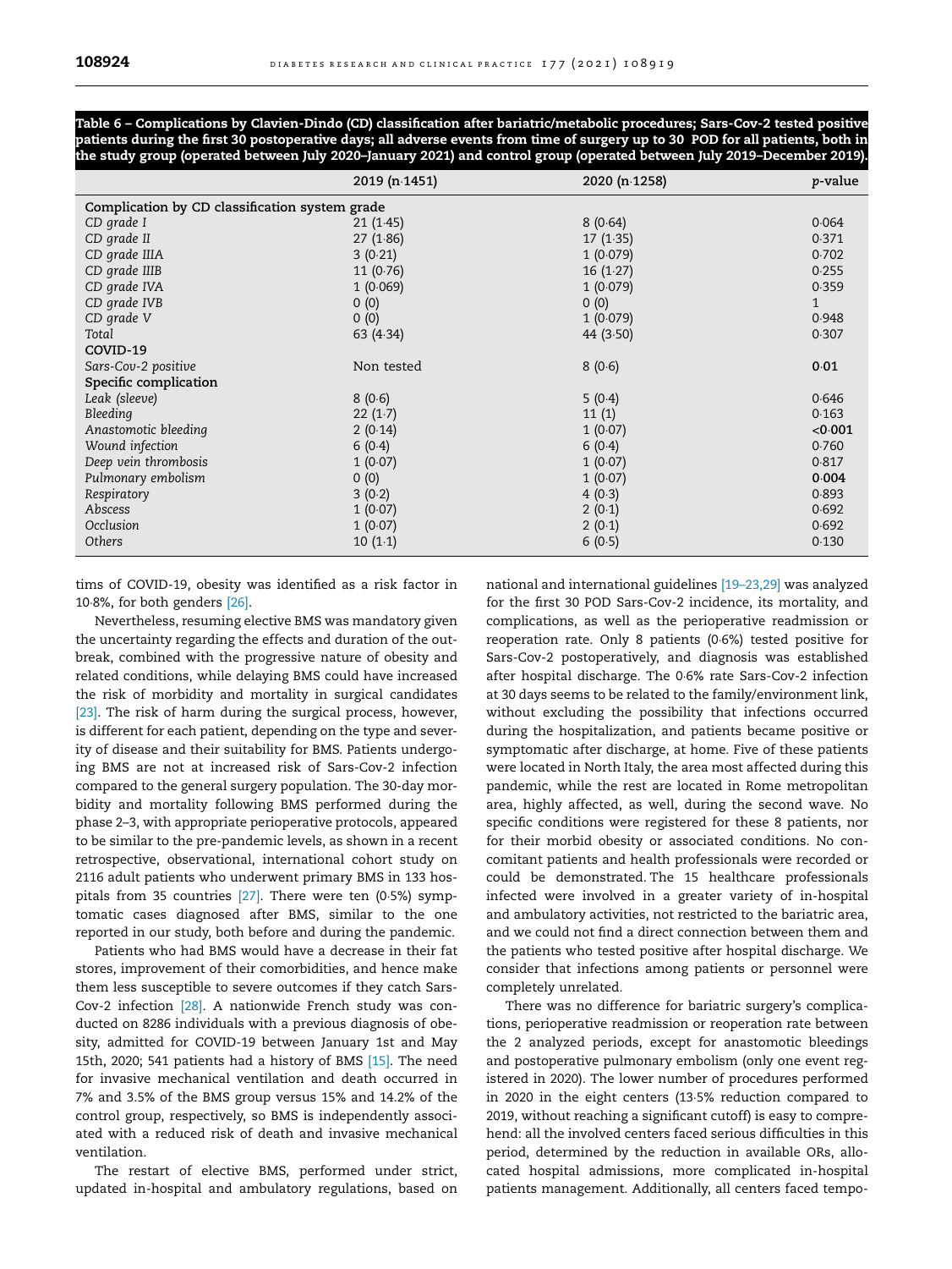**Table 6 – Complications by Clavien-Dindo (CD) classification after bariatric/metabolic procedures; Sars-Cov-2 tested positive patients during the first 30 postoperative days; all adverse events from time of surgery up to 30 POD for all patients, both in the study group (operated between July 2020–January 2021) and control group (operated between July 2019–December 2019).**

| | 2019 (n·1451) | 2020 (n·1258) | *p*-value |
|---|---|---|---|
| Complication by CD classification system grade | | | |
| *CD grade I* | 21 (1·45) | 8 (0·64) | 0·064 |
| *CD grade II* | 27 (1·86) | 17 (1·35) | 0·371 |
| *CD grade IIIA* | 3 (0·21) | 1 (0·079) | 0·702 |
| *CD grade IIIB* | 11 (0·76) | 16 (1·27) | 0·255 |
| *CD grade IVA* | 1 (0·069) | 1 (0·079) | 0·359 |
| *CD grade IVB* | 0 (0) | 0 (0) | 1 |
| *CD grade V* | 0 (0) | 1 (0·079) | 0·948 |
| *Total* | 63 (4·34) | 44 (3·50) | 0·307 |
| **COVID-19** | | | |
| *Sars-Cov-2 positive* | Non tested | 8 (0·6) | **0·01** |
| **Specific complication** | | | |
| *Leak (sleeve)* | 8 (0·6) | 5 (0·4) | 0·646 |
| *Bleeding* | 22 (1·7) | 11 (1) | 0·163 |
| *Anastomotic bleeding* | 2 (0·14) | 1 (0·07) | **<0·001** |
| *Wound infection* | 6 (0·4) | 6 (0·4) | 0·760 |
| *Deep vein thrombosis* | 1 (0·07) | 1 (0·07) | 0·817 |
| *Pulmonary embolism* | 0 (0) | 1 (0·07) | **0·004** |
| *Respiratory* | 3 (0·2) | 4 (0·3) | 0·893 |
| *Abscess* | 1 (0·07) | 2 (0·1) | 0·692 |
| *Occlusion* | 1 (0·07) | 2 (0·1) | 0·692 |
| *Others* | 10 (1·1) | 6 (0·5) | 0·130 |

tims of COVID-19, obesity was identified as a risk factor in 10·8%, for both genders [26].

Nevertheless, resuming elective BMS was mandatory given the uncertainty regarding the effects and duration of the outbreak, combined with the progressive nature of obesity and related conditions, while delaying BMS could have increased the risk of morbidity and mortality in surgical candidates [23]. The risk of harm during the surgical process, however, is different for each patient, depending on the type and severity of disease and their suitability for BMS. Patients undergoing BMS are not at increased risk of Sars-Cov-2 infection compared to the general surgery population. The 30-day morbidity and mortality following BMS performed during the phase 2–3, with appropriate perioperative protocols, appeared to be similar to the pre-pandemic levels, as shown in a recent retrospective, observational, international cohort study on 2116 adult patients who underwent primary BMS in 133 hospitals from 35 countries [27]. There were ten (0·5%) symptomatic cases diagnosed after BMS, similar to the one reported in our study, both before and during the pandemic.

Patients who had BMS would have a decrease in their fat stores, improvement of their comorbidities, and hence make them less susceptible to severe outcomes if they catch Sars-Cov-2 infection [28]. A nationwide French study was conducted on 8286 individuals with a previous diagnosis of obesity, admitted for COVID-19 between January 1st and May 15th, 2020; 541 patients had a history of BMS [15]. The need for invasive mechanical ventilation and death occurred in 7% and 3.5% of the BMS group versus 15% and 14.2% of the control group, respectively, so BMS is independently associated with a reduced risk of death and invasive mechanical ventilation.

The restart of elective BMS, performed under strict, updated in-hospital and ambulatory regulations, based on national and international guidelines [19–23,29] was analyzed for the first 30 POD Sars-Cov-2 incidence, its mortality, and complications, as well as the perioperative readmission or reoperation rate. Only 8 patients (0·6%) tested positive for Sars-Cov-2 postoperatively, and diagnosis was established after hospital discharge. The 0·6% rate Sars-Cov-2 infection at 30 days seems to be related to the family/environment link, without excluding the possibility that infections occurred during the hospitalization, and patients became positive or symptomatic after discharge, at home. Five of these patients were located in North Italy, the area most affected during this pandemic, while the rest are located in Rome metropolitan area, highly affected, as well, during the second wave. No specific conditions were registered for these 8 patients, nor for their morbid obesity or associated conditions. No concomitant patients and health professionals were recorded or could be demonstrated. The 15 healthcare professionals infected were involved in a greater variety of in-hospital and ambulatory activities, not restricted to the bariatric area, and we could not find a direct connection between them and the patients who tested positive after hospital discharge. We consider that infections among patients or personnel were completely unrelated.

There was no difference for bariatric surgery's complications, perioperative readmission or reoperation rate between the 2 analyzed periods, except for anastomotic bleedings and postoperative pulmonary embolism (only one event registered in 2020). The lower number of procedures performed in 2020 in the eight centers (13·5% reduction compared to 2019, without reaching a significant cutoff) is easy to comprehend: all the involved centers faced serious difficulties in this period, determined by the reduction in available ORs, allocated hospital admissions, more complicated in-hospital patients management. Additionally, all centers faced tempo-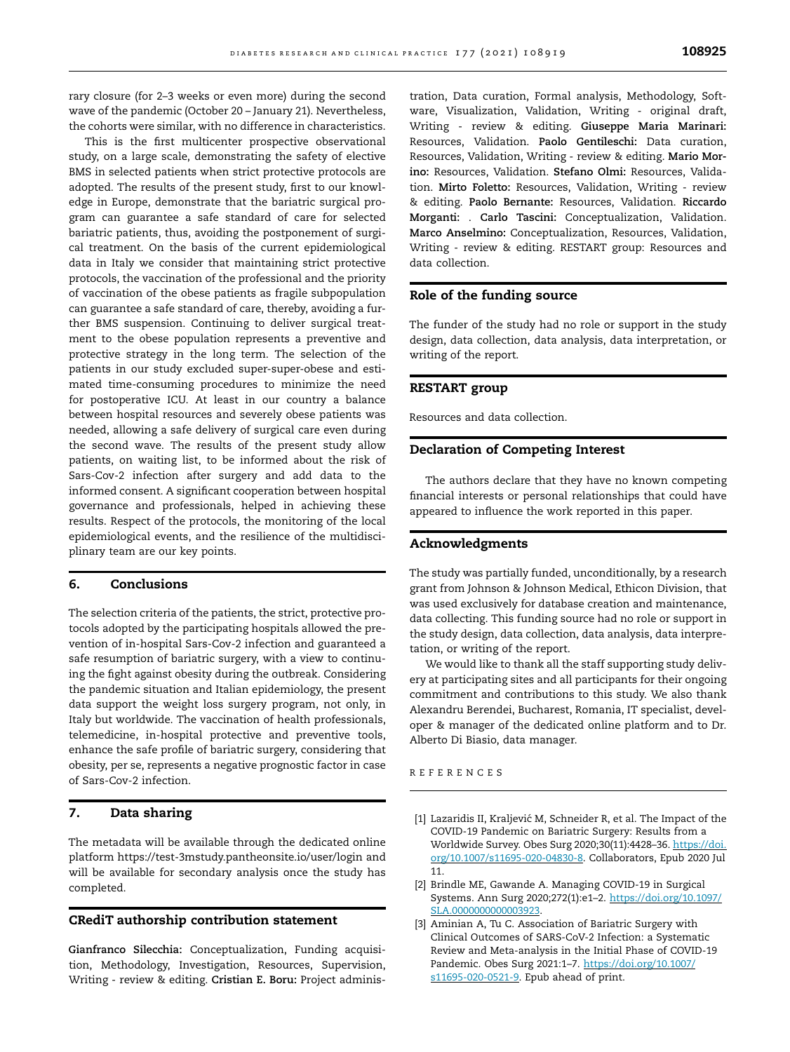rary closure (for 2–3 weeks or even more) during the second wave of the pandemic (October 20 – January 21). Nevertheless, the cohorts were similar, with no difference in characteristics.

This is the first multicenter prospective observational study, on a large scale, demonstrating the safety of elective BMS in selected patients when strict protective protocols are adopted. The results of the present study, first to our knowledge in Europe, demonstrate that the bariatric surgical program can guarantee a safe standard of care for selected bariatric patients, thus, avoiding the postponement of surgical treatment. On the basis of the current epidemiological data in Italy we consider that maintaining strict protective protocols, the vaccination of the professional and the priority of vaccination of the obese patients as fragile subpopulation can guarantee a safe standard of care, thereby, avoiding a further BMS suspension. Continuing to deliver surgical treatment to the obese population represents a preventive and protective strategy in the long term. The selection of the patients in our study excluded super-super-obese and estimated time-consuming procedures to minimize the need for postoperative ICU. At least in our country a balance between hospital resources and severely obese patients was needed, allowing a safe delivery of surgical care even during the second wave. The results of the present study allow patients, on waiting list, to be informed about the risk of Sars-Cov-2 infection after surgery and add data to the informed consent. A significant cooperation between hospital governance and professionals, helped in achieving these results. Respect of the protocols, the monitoring of the local epidemiological events, and the resilience of the multidisciplinary team are our key points.

## 6. Conclusions

The selection criteria of the patients, the strict, protective protocols adopted by the participating hospitals allowed the prevention of in-hospital Sars-Cov-2 infection and guaranteed a safe resumption of bariatric surgery, with a view to continuing the fight against obesity during the outbreak. Considering the pandemic situation and Italian epidemiology, the present data support the weight loss surgery program, not only, in Italy but worldwide. The vaccination of health professionals, telemedicine, in-hospital protective and preventive tools, enhance the safe profile of bariatric surgery, considering that obesity, per se, represents a negative prognostic factor in case of Sars-Cov-2 infection.

## 7. Data sharing

The metadata will be available through the dedicated online platform https://test-3mstudy.pantheonsite.io/user/login and will be available for secondary analysis once the study has completed.

## CRediT authorship contribution statement

**Gianfranco Silecchia:** Conceptualization, Funding acquisition, Methodology, Investigation, Resources, Supervision, Writing - review & editing. **Cristian E. Boru:** Project administration, Data curation, Formal analysis, Methodology, Software, Visualization, Validation, Writing - original draft, Writing - review & editing. **Giuseppe Maria Marinari:** Resources, Validation. **Paolo Gentileschi:** Data curation, Resources, Validation, Writing - review & editing. **Mario Morino:** Resources, Validation. **Stefano Olmi:** Resources, Validation. **Mirto Foletto:** Resources, Validation, Writing - review & editing. **Paolo Bernante:** Resources, Validation. **Riccardo Morganti:** . **Carlo Tascini:** Conceptualization, Validation. **Marco Anselmino:** Conceptualization, Resources, Validation, Writing - review & editing. RESTART group: Resources and data collection.

## Role of the funding source

The funder of the study had no role or support in the study design, data collection, data analysis, data interpretation, or writing of the report.

## RESTART group

Resources and data collection.

## Declaration of Competing Interest

The authors declare that they have no known competing financial interests or personal relationships that could have appeared to influence the work reported in this paper.

## Acknowledgments

The study was partially funded, unconditionally, by a research grant from Johnson & Johnson Medical, Ethicon Division, that was used exclusively for database creation and maintenance, data collecting. This funding source had no role or support in the study design, data collection, data analysis, data interpretation, or writing of the report.

We would like to thank all the staff supporting study delivery at participating sites and all participants for their ongoing commitment and contributions to this study. We also thank Alexandru Berendei, Bucharest, Romania, IT specialist, developer & manager of the dedicated online platform and to Dr. Alberto Di Biasio, data manager.

## REFERENCES

[1] Lazaridis II, Kraljević M, Schneider R, et al. The Impact of the COVID-19 Pandemic on Bariatric Surgery: Results from a Worldwide Survey. Obes Surg 2020;30(11):4428–36. https://doi.org/10.1007/s11695-020-04830-8. Collaborators, Epub 2020 Jul 11.

[2] Brindle ME, Gawande A. Managing COVID-19 in Surgical Systems. Ann Surg 2020;272(1):e1–2. https://doi.org/10.1097/SLA.0000000000003923.

[3] Aminian A, Tu C. Association of Bariatric Surgery with Clinical Outcomes of SARS-CoV-2 Infection: a Systematic Review and Meta-analysis in the Initial Phase of COVID-19 Pandemic. Obes Surg 2021:1–7. https://doi.org/10.1007/s11695-020-0521-9. Epub ahead of print.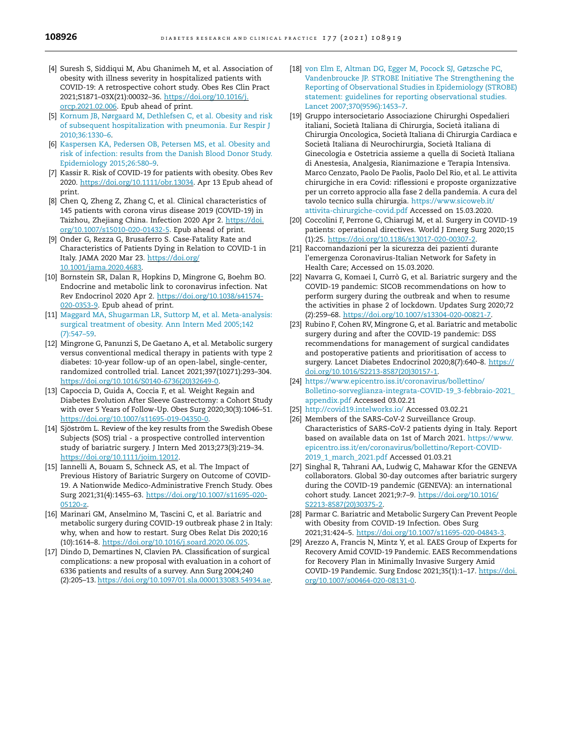[4] Suresh S, Siddiqui M, Abu Ghanimeh M, et al. Association of obesity with illness severity in hospitalized patients with COVID-19: A retrospective cohort study. Obes Res Clin Pract 2021;S1871–03X(21):00032–36. https://doi.org/10.1016/j.orcp.2021.02.006. Epub ahead of print.

[5] Kornum JB, Nørgaard M, Dethlefsen C, et al. Obesity and risk of subsequent hospitalization with pneumonia. Eur Respir J 2010;36:1330–6.

[6] Kaspersen KA, Pedersen OB, Petersen MS, et al. Obesity and risk of infection: results from the Danish Blood Donor Study. Epidemiology 2015;26:580–9.

[7] Kassir R. Risk of COVID-19 for patients with obesity. Obes Rev 2020. https://doi.org/10.1111/obr.13034. Apr 13 Epub ahead of print.

[8] Chen Q, Zheng Z, Zhang C, et al. Clinical characteristics of 145 patients with corona virus disease 2019 (COVID-19) in Taizhou, Zhejiang China. Infection 2020 Apr 2. https://doi.org/10.1007/s15010-020-01432-5. Epub ahead of print.

[9] Onder G, Rezza G, Brusaferro S. Case-Fatality Rate and Characteristics of Patients Dying in Relation to COVID-1 in Italy. JAMA 2020 Mar 23. https://doi.org/10.1001/jama.2020.4683.

[10] Bornstein SR, Dalan R, Hopkins D, Mingrone G, Boehm BO. Endocrine and metabolic link to coronavirus infection. Nat Rev Endocrinol 2020 Apr 2. https://doi.org/10.1038/s41574-020-0353-9. Epub ahead of print.

[11] Maggard MA, Shugarman LR, Suttorp M, et al. Meta-analysis: surgical treatment of obesity. Ann Intern Med 2005;142 (7):547–59.

[12] Mingrone G, Panunzi S, De Gaetano A, et al. Metabolic surgery versus conventional medical therapy in patients with type 2 diabetes: 10-year follow-up of an open-label, single-center, randomized controlled trial. Lancet 2021;397(10271):293–304. https://doi.org/10.1016/S0140-6736(20)32649-0.

[13] Capoccia D, Guida A, Coccia F, et al. Weight Regain and Diabetes Evolution After Sleeve Gastrectomy: a Cohort Study with over 5 Years of Follow-Up. Obes Surg 2020;30(3):1046–51. https://doi.org/10.1007/s11695-019-04350-0.

[14] Sjöström L. Review of the key results from the Swedish Obese Subjects (SOS) trial - a prospective controlled intervention study of bariatric surgery. J Intern Med 2013;273(3):219–34. https://doi.org/10.1111/joim.12012.

[15] Iannelli A, Bouam S, Schneck AS, et al. The Impact of Previous History of Bariatric Surgery on Outcome of COVID-19. A Nationwide Medico-Administrative French Study. Obes Surg 2021;31(4):1455–63. https://doi.org/10.1007/s11695-020-05120-z.

[16] Marinari GM, Anselmino M, Tascini C, et al. Bariatric and metabolic surgery during COVID-19 outbreak phase 2 in Italy: why, when and how to restart. Surg Obes Relat Dis 2020;16 (10):1614–8. https://doi.org/10.1016/j.soard.2020.06.025.

[17] Dindo D, Demartines N, Clavien PA. Classification of surgical complications: a new proposal with evaluation in a cohort of 6336 patients and results of a survey. Ann Surg 2004;240 (2):205–13. https://doi.org/10.1097/01.sla.0000133083.54934.ae.

[18] von Elm E, Altman DG, Egger M, Pocock SJ, Gøtzsche PC, Vandenbroucke JP. STROBE Initiative The Strengthening the Reporting of Observational Studies in Epidemiology (STROBE) statement: guidelines for reporting observational studies. Lancet 2007;370(9596):1453–7.

[19] Gruppo intersocietario Associazione Chirurghi Ospedalieri italiani, Società Italiana di Chirurgia, Società italiana di Chirurgia Oncologica, Società Italiana di Chirurgia Cardiaca e Società Italiana di Neurochirurgia, Società Italiana di Ginecologia e Ostetricia assieme a quella di Società Italiana di Anestesia, Analgesia, Rianimazione e Terapia Intensiva. Marco Cenzato, Paolo De Paolis, Paolo Del Rio, et al. Le attività chirurgiche in era Covid: riflessioni e proposte organizzative per un correto approcio alla fase 2 della pandemia. A cura del tavolo tecnico sulla chirurgia. https://www.sicoweb.it/attivita-chirurgiche-covid.pdf Accessed on 15.03.2020.

[20] Coccolini F, Perrone G, Chiarugi M, et al. Surgery in COVID-19 patients: operational directives. World J Emerg Surg 2020;15 (1):25. https://doi.org/10.1186/s13017-020-00307-2.

[21] Raccomandazioni per la sicurezza dei pazienti durante l'emergenza Coronavirus-Italian Network for Safety in Health Care; Accessed on 15.03.2020.

[22] Navarra G, Komaei I, Currò G, et al. Bariatric surgery and the COVID-19 pandemic: SICOB recommendations on how to perform surgery during the outbreak and when to resume the activities in phase 2 of lockdown. Updates Surg 2020;72 (2):259–68. https://doi.org/10.1007/s13304-020-00821-7.

[23] Rubino F, Cohen RV, Mingrone G, et al. Bariatric and metabolic surgery during and after the COVID-19 pandemic: DSS recommendations for management of surgical candidates and postoperative patients and prioritisation of access to surgery. Lancet Diabetes Endocrinol 2020;8(7):640–8. https://doi.org/10.1016/S2213-8587(20)30157-1.

[24] https://www.epicentro.iss.it/coronavirus/bollettino/Bolletino-sorveglianza-integrata-COVID-19_3-febbraio-2021_appendix.pdf Accessed 03.02.21

[25] http://covid19.intelworks.io/ Accessed 03.02.21

[26] Members of the SARS-CoV-2 Surveillance Group. Characteristics of SARS-CoV-2 patients dying in Italy. Report based on available data on 1st of March 2021. https://www.epicentro.iss.it/en/coronavirus/bollettino/Report-COVID-2019_1_march_2021.pdf Accessed 01.03.21

[27] Singhal R, Tahrani AA, Ludwig C, Mahawar Kfor the GENEVA collaborators. Global 30-day outcomes after bariatric surgery during the COVID-19 pandemic (GENEVA): an international cohort study. Lancet 2021;9:7–9. https://doi.org/10.1016/S2213-8587(20)30375-2.

[28] Parmar C. Bariatric and Metabolic Surgery Can Prevent People with Obesity from COVID-19 Infection. Obes Surg 2021;31:424–5. https://doi.org/10.1007/s11695-020-04843-3.

[29] Arezzo A, Francis N, Mintz Y, et al. EAES Group of Experts for Recovery Amid COVID-19 Pandemic. EAES Recommendations for Recovery Plan in Minimally Invasive Surgery Amid COVID-19 Pandemic. Surg Endosc 2021;35(1):1–17. https://doi.org/10.1007/s00464-020-08131-0.